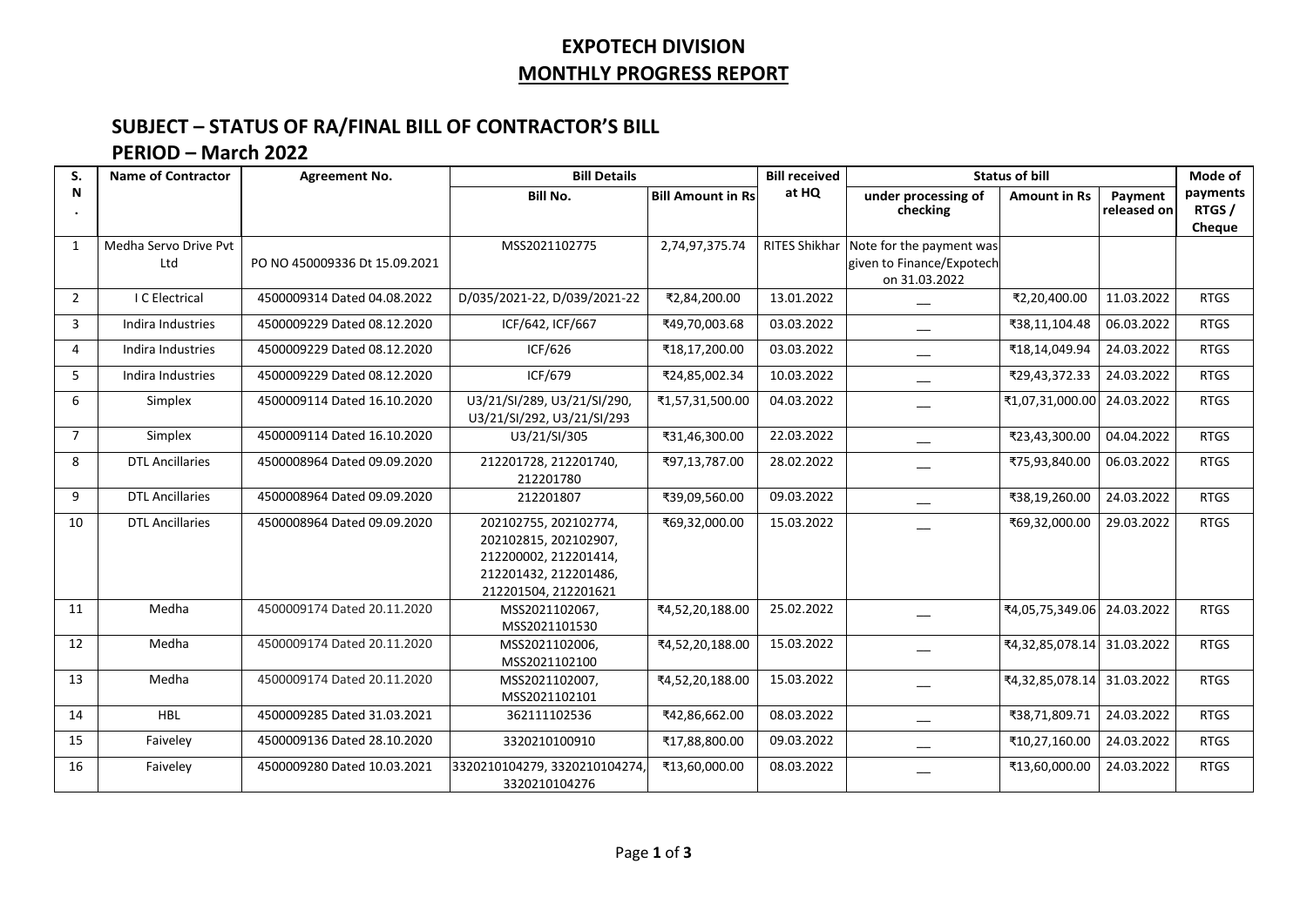# EXPOTECH DIVISION

## MONTHLY PROGRESS REPORT

### SUBJECT – STATUS OF RA/FINAL BILL OF CONTRACTOR'S BILL

### PERIOD – March 2022

| S. N. | Name of Contractor | Agreement No. | Bill Details | | Bill received at HQ | Status of bill | | | Mode of payments RTGS / Cheque |
|---|---|---|---|---|---|---|---|---|---|
| | | | Bill No. | Bill Amount in Rs | | under processing of checking | Amount in Rs | Payment released on | |
| 1 | Medha Servo Drive Pvt Ltd | PO NO 450009336 Dt 15.09.2021 | MSS2021102775 | 2,74,97,375.74 | RITES Shikhar | Note for the payment was given to Finance/Expotech on 31.03.2022 | | | |
| 2 | I C Electrical | 4500009314 Dated 04.08.2022 | D/035/2021-22, D/039/2021-22 | ₹2,84,200.00 | 13.01.2022 | __ | ₹2,20,400.00 | 11.03.2022 | RTGS |
| 3 | Indira Industries | 4500009229 Dated 08.12.2020 | ICF/642, ICF/667 | ₹49,70,003.68 | 03.03.2022 | __ | ₹38,11,104.48 | 06.03.2022 | RTGS |
| 4 | Indira Industries | 4500009229 Dated 08.12.2020 | ICF/626 | ₹18,17,200.00 | 03.03.2022 | __ | ₹18,14,049.94 | 24.03.2022 | RTGS |
| 5 | Indira Industries | 4500009229 Dated 08.12.2020 | ICF/679 | ₹24,85,002.34 | 10.03.2022 | __ | ₹29,43,372.33 | 24.03.2022 | RTGS |
| 6 | Simplex | 4500009114 Dated 16.10.2020 | U3/21/SI/289, U3/21/SI/290, U3/21/SI/292, U3/21/SI/293 | ₹1,57,31,500.00 | 04.03.2022 | __ | ₹1,07,31,000.00 | 24.03.2022 | RTGS |
| 7 | Simplex | 4500009114 Dated 16.10.2020 | U3/21/SI/305 | ₹31,46,300.00 | 22.03.2022 | __ | ₹23,43,300.00 | 04.04.2022 | RTGS |
| 8 | DTL Ancillaries | 4500008964 Dated 09.09.2020 | 212201728, 212201740, 212201780 | ₹97,13,787.00 | 28.02.2022 | __ | ₹75,93,840.00 | 06.03.2022 | RTGS |
| 9 | DTL Ancillaries | 4500008964 Dated 09.09.2020 | 212201807 | ₹39,09,560.00 | 09.03.2022 | __ | ₹38,19,260.00 | 24.03.2022 | RTGS |
| 10 | DTL Ancillaries | 4500008964 Dated 09.09.2020 | 202102755, 202102774, 202102815, 202102907, 212200002, 212201414, 212201432, 212201486, 212201504, 212201621 | ₹69,32,000.00 | 15.03.2022 | __ | ₹69,32,000.00 | 29.03.2022 | RTGS |
| 11 | Medha | 4500009174 Dated 20.11.2020 | MSS2021102067, MSS2021101530 | ₹4,52,20,188.00 | 25.02.2022 | __ | ₹4,05,75,349.06 | 24.03.2022 | RTGS |
| 12 | Medha | 4500009174 Dated 20.11.2020 | MSS2021102006, MSS2021102100 | ₹4,52,20,188.00 | 15.03.2022 | __ | ₹4,32,85,078.14 | 31.03.2022 | RTGS |
| 13 | Medha | 4500009174 Dated 20.11.2020 | MSS2021102007, MSS2021102101 | ₹4,52,20,188.00 | 15.03.2022 | __ | ₹4,32,85,078.14 | 31.03.2022 | RTGS |
| 14 | HBL | 4500009285 Dated 31.03.2021 | 362111102536 | ₹42,86,662.00 | 08.03.2022 | __ | ₹38,71,809.71 | 24.03.2022 | RTGS |
| 15 | Faiveley | 4500009136 Dated 28.10.2020 | 3320210100910 | ₹17,88,800.00 | 09.03.2022 | __ | ₹10,27,160.00 | 24.03.2022 | RTGS |
| 16 | Faiveley | 4500009280 Dated 10.03.2021 | 3320210104279, 3320210104274, 3320210104276 | ₹13,60,000.00 | 08.03.2022 | __ | ₹13,60,000.00 | 24.03.2022 | RTGS |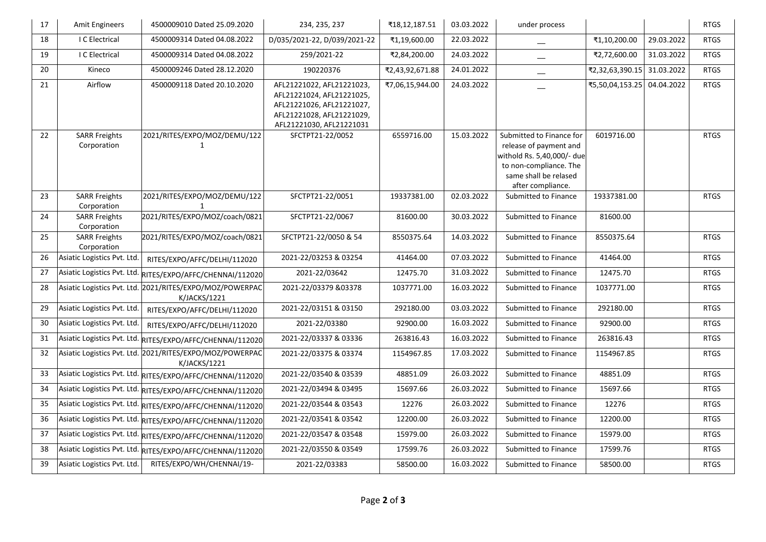| 17 | Amit Engineers | 4500009010 Dated 25.09.2020 | 234, 235, 237 | ₹18,12,187.51 | 03.03.2022 | under process | | | RTGS |
|---|---|---|---|---|---|---|---|---|---|
| 18 | I C Electrical | 4500009314 Dated 04.08.2022 | D/035/2021-22, D/039/2021-22 | ₹1,19,600.00 | 22.03.2022 | __ | ₹1,10,200.00 | 29.03.2022 | RTGS |
| 19 | I C Electrical | 4500009314 Dated 04.08.2022 | 259/2021-22 | ₹2,84,200.00 | 24.03.2022 | __ | ₹2,72,600.00 | 31.03.2022 | RTGS |
| 20 | Kineco | 4500009246 Dated 28.12.2020 | 190220376 | ₹2,43,92,671.88 | 24.01.2022 | __ | ₹2,32,63,390.15 | 31.03.2022 | RTGS |
| 21 | Airflow | 4500009118 Dated 20.10.2020 | AFL21221022, AFL21221023, AFL21221024, AFL21221025, AFL21221026, AFL21221027, AFL21221028, AFL21221029, AFL21221030, AFL21221031 | ₹7,06,15,944.00 | 24.03.2022 | __ | ₹5,50,04,153.25 | 04.04.2022 | RTGS |
| 22 | SARR Freights Corporation | 2021/RITES/EXPO/MOZ/DEMU/1221 | SFCTPT21-22/0052 | 6559716.00 | 15.03.2022 | Submitted to Finance for release of payment and withold Rs. 5,40,000/- due to non-compliance. The same shall be relased after compliance. | 6019716.00 | | RTGS |
| 23 | SARR Freights Corporation | 2021/RITES/EXPO/MOZ/DEMU/1221 | SFCTPT21-22/0051 | 19337381.00 | 02.03.2022 | Submitted to Finance | 19337381.00 | | RTGS |
| 24 | SARR Freights Corporation | 2021/RITES/EXPO/MOZ/coach/0821 | SFCTPT21-22/0067 | 81600.00 | 30.03.2022 | Submitted to Finance | 81600.00 | | |
| 25 | SARR Freights Corporation | 2021/RITES/EXPO/MOZ/coach/0821 | SFCTPT21-22/0050 & 54 | 8550375.64 | 14.03.2022 | Submitted to Finance | 8550375.64 | | RTGS |
| 26 | Asiatic Logistics Pvt. Ltd. | RITES/EXPO/AFFC/DELHI/112020 | 2021-22/03253 & 03254 | 41464.00 | 07.03.2022 | Submitted to Finance | 41464.00 | | RTGS |
| 27 | Asiatic Logistics Pvt. Ltd. | RITES/EXPO/AFFC/CHENNAI/112020 | 2021-22/03642 | 12475.70 | 31.03.2022 | Submitted to Finance | 12475.70 | | RTGS |
| 28 | Asiatic Logistics Pvt. Ltd. | 2021/RITES/EXPO/MOZ/POWERPACK/JACKS/1221 | 2021-22/03379 &03378 | 1037771.00 | 16.03.2022 | Submitted to Finance | 1037771.00 | | RTGS |
| 29 | Asiatic Logistics Pvt. Ltd. | RITES/EXPO/AFFC/DELHI/112020 | 2021-22/03151 & 03150 | 292180.00 | 03.03.2022 | Submitted to Finance | 292180.00 | | RTGS |
| 30 | Asiatic Logistics Pvt. Ltd. | RITES/EXPO/AFFC/DELHI/112020 | 2021-22/03380 | 92900.00 | 16.03.2022 | Submitted to Finance | 92900.00 | | RTGS |
| 31 | Asiatic Logistics Pvt. Ltd. | RITES/EXPO/AFFC/CHENNAI/112020 | 2021-22/03337 & 03336 | 263816.43 | 16.03.2022 | Submitted to Finance | 263816.43 | | RTGS |
| 32 | Asiatic Logistics Pvt. Ltd. | 2021/RITES/EXPO/MOZ/POWERPACK/JACKS/1221 | 2021-22/03375 & 03374 | 1154967.85 | 17.03.2022 | Submitted to Finance | 1154967.85 | | RTGS |
| 33 | Asiatic Logistics Pvt. Ltd. | RITES/EXPO/AFFC/CHENNAI/112020 | 2021-22/03540 & 03539 | 48851.09 | 26.03.2022 | Submitted to Finance | 48851.09 | | RTGS |
| 34 | Asiatic Logistics Pvt. Ltd. | RITES/EXPO/AFFC/CHENNAI/112020 | 2021-22/03494 & 03495 | 15697.66 | 26.03.2022 | Submitted to Finance | 15697.66 | | RTGS |
| 35 | Asiatic Logistics Pvt. Ltd. | RITES/EXPO/AFFC/CHENNAI/112020 | 2021-22/03544 & 03543 | 12276 | 26.03.2022 | Submitted to Finance | 12276 | | RTGS |
| 36 | Asiatic Logistics Pvt. Ltd. | RITES/EXPO/AFFC/CHENNAI/112020 | 2021-22/03541 & 03542 | 12200.00 | 26.03.2022 | Submitted to Finance | 12200.00 | | RTGS |
| 37 | Asiatic Logistics Pvt. Ltd. | RITES/EXPO/AFFC/CHENNAI/112020 | 2021-22/03547 & 03548 | 15979.00 | 26.03.2022 | Submitted to Finance | 15979.00 | | RTGS |
| 38 | Asiatic Logistics Pvt. Ltd. | RITES/EXPO/AFFC/CHENNAI/112020 | 2021-22/03550 & 03549 | 17599.76 | 26.03.2022 | Submitted to Finance | 17599.76 | | RTGS |
| 39 | Asiatic Logistics Pvt. Ltd. | RITES/EXPO/WH/CHENNAI/19- | 2021-22/03383 | 58500.00 | 16.03.2022 | Submitted to Finance | 58500.00 | | RTGS |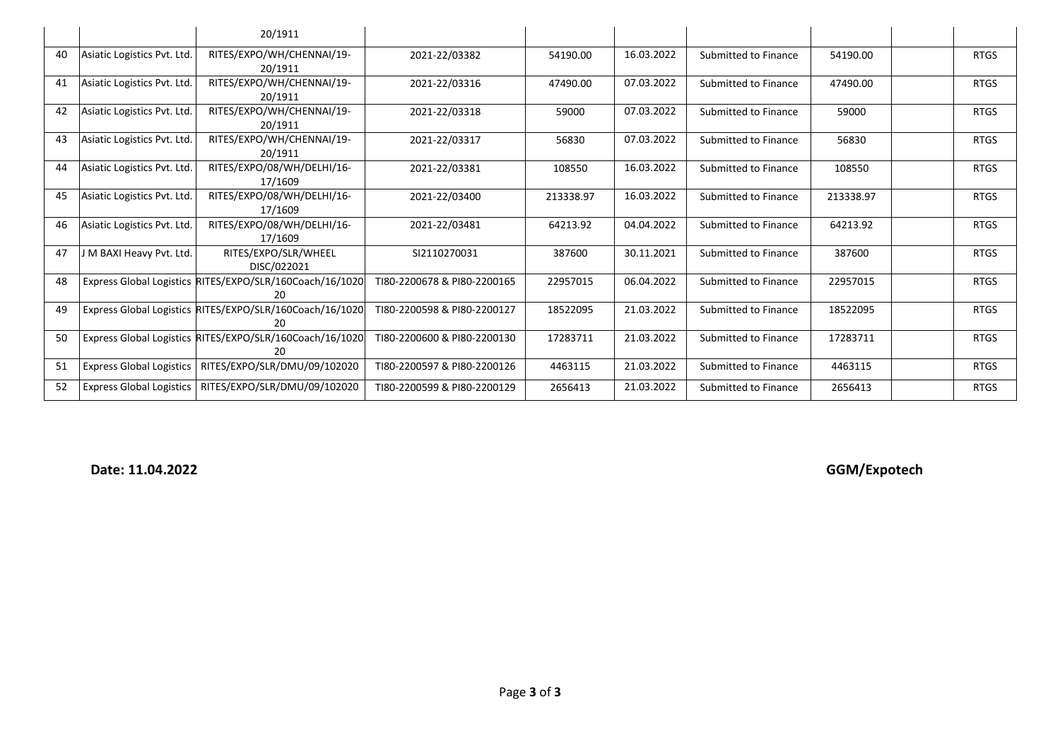| | | | | | | | | | |
|---|---|---|---|---|---|---|---|---|---|
| | | 20/1911 | | | | | | | |
| 40 | Asiatic Logistics Pvt. Ltd. | RITES/EXPO/WH/CHENNAI/19-20/1911 | 2021-22/03382 | 54190.00 | 16.03.2022 | Submitted to Finance | 54190.00 | | RTGS |
| 41 | Asiatic Logistics Pvt. Ltd. | RITES/EXPO/WH/CHENNAI/19-20/1911 | 2021-22/03316 | 47490.00 | 07.03.2022 | Submitted to Finance | 47490.00 | | RTGS |
| 42 | Asiatic Logistics Pvt. Ltd. | RITES/EXPO/WH/CHENNAI/19-20/1911 | 2021-22/03318 | 59000 | 07.03.2022 | Submitted to Finance | 59000 | | RTGS |
| 43 | Asiatic Logistics Pvt. Ltd. | RITES/EXPO/WH/CHENNAI/19-20/1911 | 2021-22/03317 | 56830 | 07.03.2022 | Submitted to Finance | 56830 | | RTGS |
| 44 | Asiatic Logistics Pvt. Ltd. | RITES/EXPO/08/WH/DELHI/16-17/1609 | 2021-22/03381 | 108550 | 16.03.2022 | Submitted to Finance | 108550 | | RTGS |
| 45 | Asiatic Logistics Pvt. Ltd. | RITES/EXPO/08/WH/DELHI/16-17/1609 | 2021-22/03400 | 213338.97 | 16.03.2022 | Submitted to Finance | 213338.97 | | RTGS |
| 46 | Asiatic Logistics Pvt. Ltd. | RITES/EXPO/08/WH/DELHI/16-17/1609 | 2021-22/03481 | 64213.92 | 04.04.2022 | Submitted to Finance | 64213.92 | | RTGS |
| 47 | J M BAXI Heavy Pvt. Ltd. | RITES/EXPO/SLR/WHEEL DISC/022021 | SI2110270031 | 387600 | 30.11.2021 | Submitted to Finance | 387600 | | RTGS |
| 48 | Express Global Logistics | RITES/EXPO/SLR/160Coach/16/102020 | TI80-2200678 & PI80-2200165 | 22957015 | 06.04.2022 | Submitted to Finance | 22957015 | | RTGS |
| 49 | Express Global Logistics | RITES/EXPO/SLR/160Coach/16/102020 | TI80-2200598 & PI80-2200127 | 18522095 | 21.03.2022 | Submitted to Finance | 18522095 | | RTGS |
| 50 | Express Global Logistics | RITES/EXPO/SLR/160Coach/16/102020 | TI80-2200600 & PI80-2200130 | 17283711 | 21.03.2022 | Submitted to Finance | 17283711 | | RTGS |
| 51 | Express Global Logistics | RITES/EXPO/SLR/DMU/09/102020 | TI80-2200597 & PI80-2200126 | 4463115 | 21.03.2022 | Submitted to Finance | 4463115 | | RTGS |
| 52 | Express Global Logistics | RITES/EXPO/SLR/DMU/09/102020 | TI80-2200599 & PI80-2200129 | 2656413 | 21.03.2022 | Submitted to Finance | 2656413 | | RTGS |

**Date: 11.04.2022**

**GGM/Expotech**